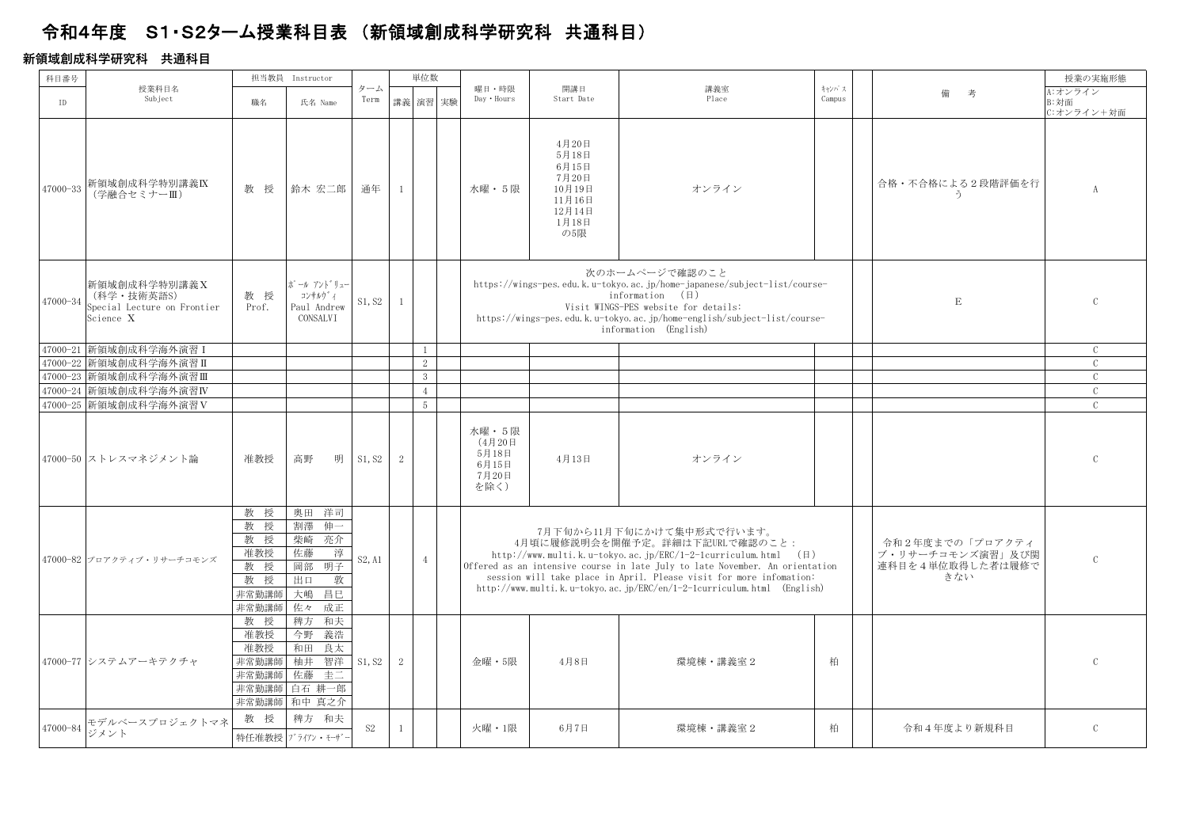# 令和4年度　S1･S2ターム授業科目表 （新領域創成科学研究科　共通科目）

## 新領域創成科学研究科　共通科目

| 科目番号 ID | 授業科目名 Subject | 担当教員 Instructor 職名 | 氏名 Name | ターム Term | 単位数 講義 | 演習 | 実験 | 曜日・時限 Day・Hours | 開講日 Start Date | 講義室 Place | ｷｬﾝﾊﾟｽ Campus | | 備　考 | 授業の実施形態 A:オンライン B:対面 C:オンライン＋対面 |
|---|---|---|---|---|---|---|---|---|---|---|---|---|---|---|
| 47000-33 | 新領域創成科学特別講義Ⅸ（学融合セミナーⅢ） | 教　授 | 鈴木 宏二郎 | 通年 | 1 | | | 水曜・5限 | 4月20日 5月18日 6月15日 7月20日 10月19日 11月16日 12月14日 1月18日 の5限 | オンライン | | | 合格・不合格による２段階評価を行う | A |
| 47000-34 | 新領域創成科学特別講義Ⅹ（科学・技術英語S） Special Lecture on Frontier Science Ⅹ | 教　授 Prof. | ﾎﾟｰﾙ ｱﾝﾄﾞﾘｭｰ ｺﾝｻﾙｳﾞｨ Paul Andrew CONSALVI | S1, S2 | 1 | | | 次のホームページで確認のこと https://wings-pes.edu.k.u-tokyo.ac.jp/home-japanese/subject-list/course-information　(日) Visit WINGS-PES website for details: https://wings-pes.edu.k.u-tokyo.ac.jp/home-english/subject-list/course-information　(English) | | | | | E | C |
| 47000-21 | 新領域創成科学海外演習Ⅰ | | | | | 1 | | | | | | | | C |
| 47000-22 | 新領域創成科学海外演習Ⅱ | | | | | 2 | | | | | | | | C |
| 47000-23 | 新領域創成科学海外演習Ⅲ | | | | | 3 | | | | | | | | C |
| 47000-24 | 新領域創成科学海外演習Ⅳ | | | | | 4 | | | | | | | | C |
| 47000-25 | 新領域創成科学海外演習Ⅴ | | | | | 5 | | | | | | | | C |
| 47000-50 | ストレスマネジメント論 | 准教授 | 高野　　明 | S1, S2 | 2 | | | 水曜・5限（4月20日 5月18日 6月15日 7月20日 を除く） | 4月13日 | オンライン | | | | C |
| 47000-82 | プロアクティブ・リサーチコモンズ | 教　授<br>教　授<br>教　授<br>准教授<br>教　授<br>教　授<br>非常勤講師<br>非常勤講師 | 奥田　洋司<br>割澤　伸一<br>柴崎　亮介<br>佐藤　　淳<br>岡部　明子<br>出口　　敦<br>大嶋　昌巳<br>佐々　成正 | S2, A1 | | 4 | | 7月下旬から11月下旬にかけて集中形式で行います。 4月頃に履修説明会を開催予定。詳細は下記URLで確認のこと： http://www.multi.k.u-tokyo.ac.jp/ERC/1-2-1curriculum.html　(日) Offered as an intensive course in late July to late November. An orientation session will take place in April. Please visit for more infomation: http://www.multi.k.u-tokyo.ac.jp/ERC/en/1-2-1curriculum.html　(English) | | | | | 令和２年度までの「プロアクティブ・リサーチコモンズ演習」及び関連科目を４単位取得した者は履修できない | C |
| 47000-77 | システムアーキテクチャ | 教　授<br>准教授<br>准教授<br>非常勤講師<br>非常勤講師<br>非常勤講師<br>非常勤講師 | 稗方　和夫<br>今野　義浩<br>和田　良太<br>柚井　智洋<br>佐藤　圭二<br>白石　耕一郎<br>和中 真之介 | S1, S2 | 2 | | | 金曜・5限 | 4月8日 | 環境棟・講義室２ | 柏 | | | C |
| 47000-84 | モデルベースプロジェクトマネジメント | 教　授<br>特任准教授 | 稗方　和夫<br>ﾌﾞﾗｲｱﾝ・ﾓｰｻﾞｰ | S2 | 1 | | | 火曜・1限 | 6月7日 | 環境棟・講義室２ | 柏 | | 令和４年度より新規科目 | C |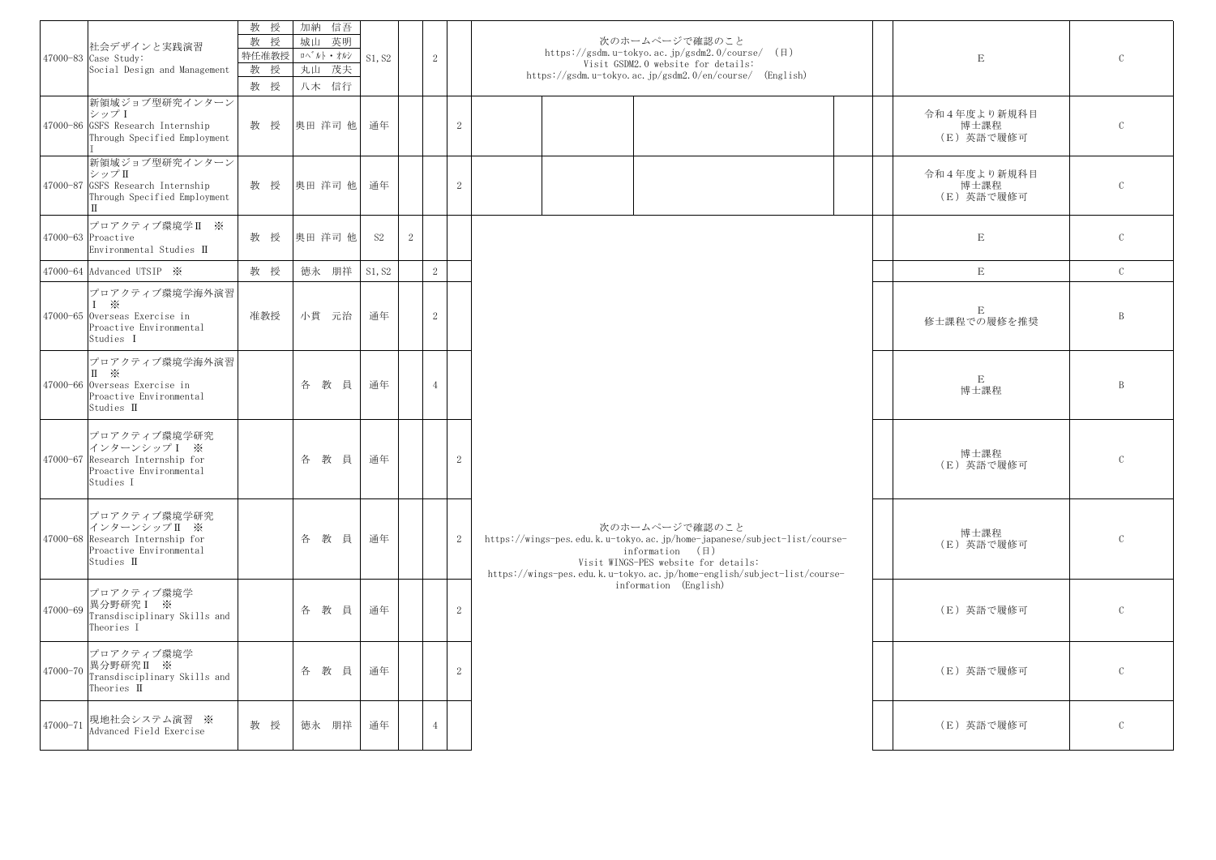| | | | | | | | | | | | | | | |
|---|---|---|---|---|---|---|---|---|---|---|---|---|---|---|
| 47000-83 | 社会デザインと実践演習 Case Study: Social Design and Management | 教 授<br>教 授<br>特任准教授<br>教 授<br>教 授 | 加納 信吾<br>城山 英明<br>ﾛﾍﾞﾙﾄ・ｵﾙｼ<br>丸山 茂夫<br>八木 信行 | S1, S2 | | 2 | | 次のホームページで確認のこと https://gsdm.u-tokyo.ac.jp/gsdm2.0/course/ （日） Visit GSDM2.0 website for details: https://gsdm.u-tokyo.ac.jp/gsdm2.0/en/course/ (English) | | | | | E | C |
| 47000-86 | 新領域ジョブ型研究インターンシップⅠ GSFS Research Internship Through Specified Employment I | 教 授 | 奥田 洋司 他 | 通年 | | | 2 | | | | | | 令和４年度より新規科目 博士課程 （E）英語で履修可 | C |
| 47000-87 | 新領域ジョブ型研究インターンシップⅡ GSFS Research Internship Through Specified Employment Ⅱ | 教 授 | 奥田 洋司 他 | 通年 | | | 2 | | | | | | 令和４年度より新規科目 博士課程 （E）英語で履修可 | C |
| 47000-63 | プロアクティブ環境学Ⅱ ※ Proactive Environmental Studies Ⅱ | 教 授 | 奥田 洋司 他 | S2 | 2 | | | 次のホームページで確認のこと https://wings-pes.edu.k.u-tokyo.ac.jp/home-japanese/subject-list/course-information （日） Visit WINGS-PES website for details: https://wings-pes.edu.k.u-tokyo.ac.jp/home-english/subject-list/course-information (English) | | | | | E | C |
| 47000-64 | Advanced UTSIP ※ | 教 授 | 徳永 朋祥 | S1, S2 | | 2 | | | | | | | E | C |
| 47000-65 | プロアクティブ環境学海外演習Ⅰ ※ Overseas Exercise in Proactive Environmental Studies Ⅰ | 准教授 | 小貫 元治 | 通年 | | 2 | | | | | | | E 修士課程での履修を推奨 | B |
| 47000-66 | プロアクティブ環境学海外演習Ⅱ ※ Overseas Exercise in Proactive Environmental Studies Ⅱ | | 各 教 員 | 通年 | | 4 | | | | | | | E 博士課程 | B |
| 47000-67 | プロアクティブ環境学研究インターンシップⅠ ※ Research Internship for Proactive Environmental Studies I | | 各 教 員 | 通年 | | | 2 | | | | | | 博士課程 （E）英語で履修可 | C |
| 47000-68 | プロアクティブ環境学研究インターンシップⅡ ※ Research Internship for Proactive Environmental Studies Ⅱ | | 各 教 員 | 通年 | | | 2 | | | | | | 博士課程 （E）英語で履修可 | C |
| 47000-69 | プロアクティブ環境学異分野研究Ⅰ ※ Transdisciplinary Skills and Theories I | | 各 教 員 | 通年 | | | 2 | | | | | | （E）英語で履修可 | C |
| 47000-70 | プロアクティブ環境学異分野研究Ⅱ ※ Transdisciplinary Skills and Theories Ⅱ | | 各 教 員 | 通年 | | | 2 | | | | | | （E）英語で履修可 | C |
| 47000-71 | 現地社会システム演習 ※ Advanced Field Exercise | 教 授 | 徳永 朋祥 | 通年 | | 4 | | | | | | | （E）英語で履修可 | C |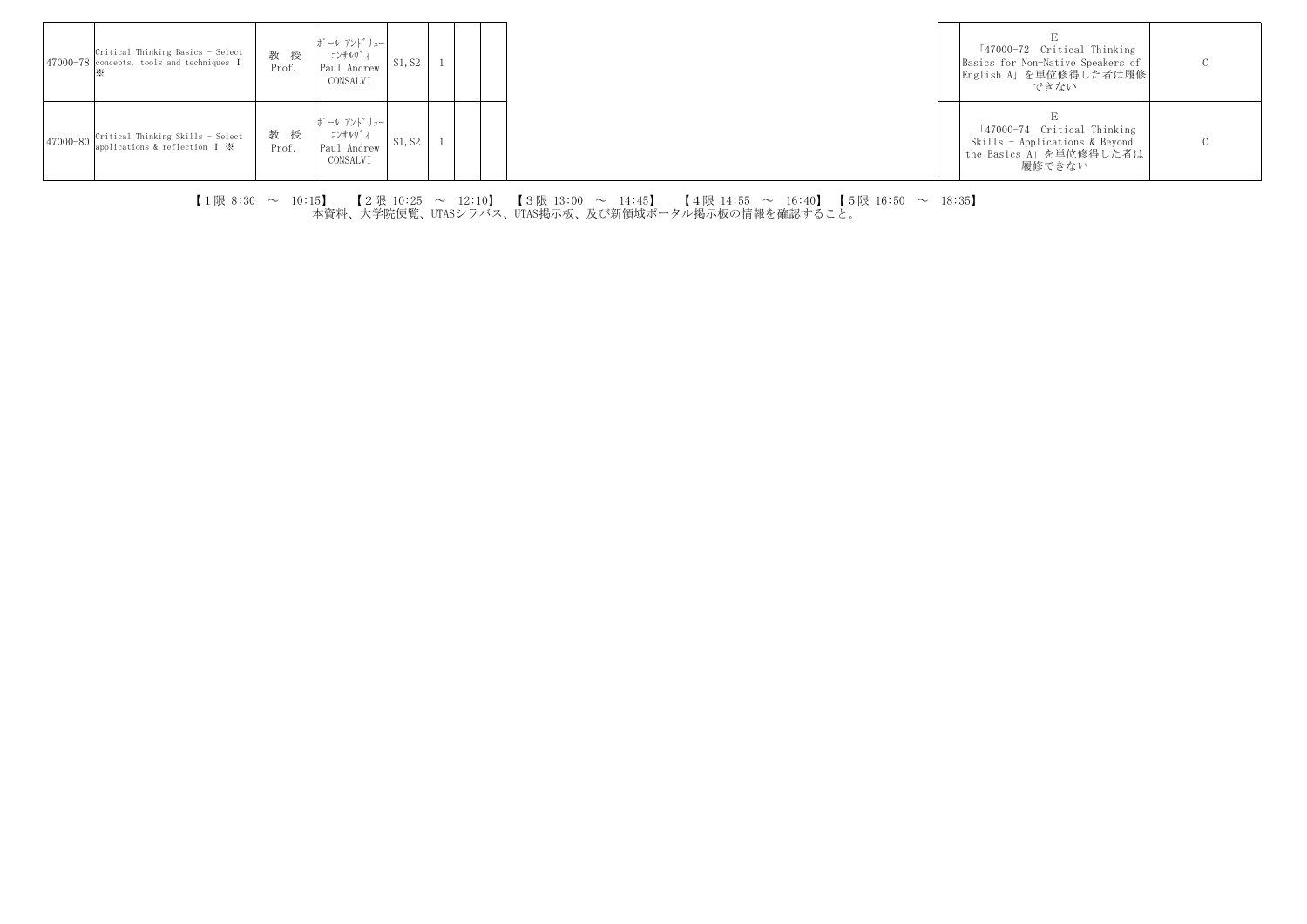| | | | | | | | | | | | | |
|---|---|---|---|---|---|---|---|---|---|---|---|---|
| 47000-78 | Critical Thinking Basics - Select concepts, tools and techniques I ※ | 教　授 Prof. | ﾎﾟｰﾙ ｱﾝﾄﾞﾘｭｰ ｺﾝｻﾙｳﾞｨ Paul Andrew CONSALVI | S1, S2 | 1 | | | | | | E 「47000-72 Critical Thinking Basics for Non-Native Speakers of English A」を単位修得した者は履修できない | C |
| 47000-80 | Critical Thinking Skills - Select applications & reflection I ※ | 教　授 Prof. | ﾎﾟｰﾙ ｱﾝﾄﾞﾘｭｰ ｺﾝｻﾙｳﾞｨ Paul Andrew CONSALVI | S1, S2 | 1 | | | | | | E 「47000-74 Critical Thinking Skills - Applications & Beyond the Basics A」を単位修得した者は履修できない | C |

【１限 8:30 ～ 10:15】　【２限 10:25 ～ 12:10】　【３限 13:00 ～ 14:45】　【４限 14:55 ～ 16:40】　【５限 16:50 ～ 18:35】

本資料、大学院便覧、UTASシラバス、UTAS掲示板、及び新領域ポータル掲示板の情報を確認すること。